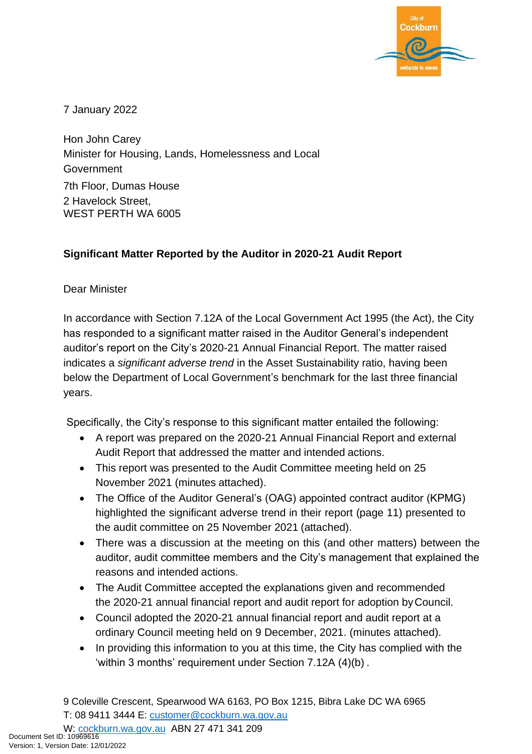7 January 2022

Hon John Carey
Minister for Housing, Lands, Homelessness and Local Government
7th Floor, Dumas House
2 Havelock Street,
WEST PERTH WA 6005

**Significant Matter Reported by the Auditor in 2020-21 Audit Report**

Dear Minister

In accordance with Section 7.12A of the Local Government Act 1995 (the Act), the City has responded to a significant matter raised in the Auditor General's independent auditor's report on the City's 2020-21 Annual Financial Report. The matter raised indicates a *significant adverse trend* in the Asset Sustainability ratio, having been below the Department of Local Government's benchmark for the last three financial years.

Specifically, the City's response to this significant matter entailed the following:

- A report was prepared on the 2020-21 Annual Financial Report and external Audit Report that addressed the matter and intended actions.
- This report was presented to the Audit Committee meeting held on 25 November 2021 (minutes attached).
- The Office of the Auditor General's (OAG) appointed contract auditor (KPMG) highlighted the significant adverse trend in their report (page 11) presented to the audit committee on 25 November 2021 (attached).
- There was a discussion at the meeting on this (and other matters) between the auditor, audit committee members and the City's management that explained the reasons and intended actions.
- The Audit Committee accepted the explanations given and recommended the 2020-21 annual financial report and audit report for adoption by Council.
- Council adopted the 2020-21 annual financial report and audit report at a ordinary Council meeting held on 9 December, 2021. (minutes attached).
- In providing this information to you at this time, the City has complied with the 'within 3 months' requirement under Section 7.12A (4)(b) .

9 Coleville Crescent, Spearwood WA 6163, PO Box 1215, Bibra Lake DC WA 6965
T: 08 9411 3444 E: customer@cockburn.wa.gov.au
W: cockburn.wa.gov.au ABN 27 471 341 209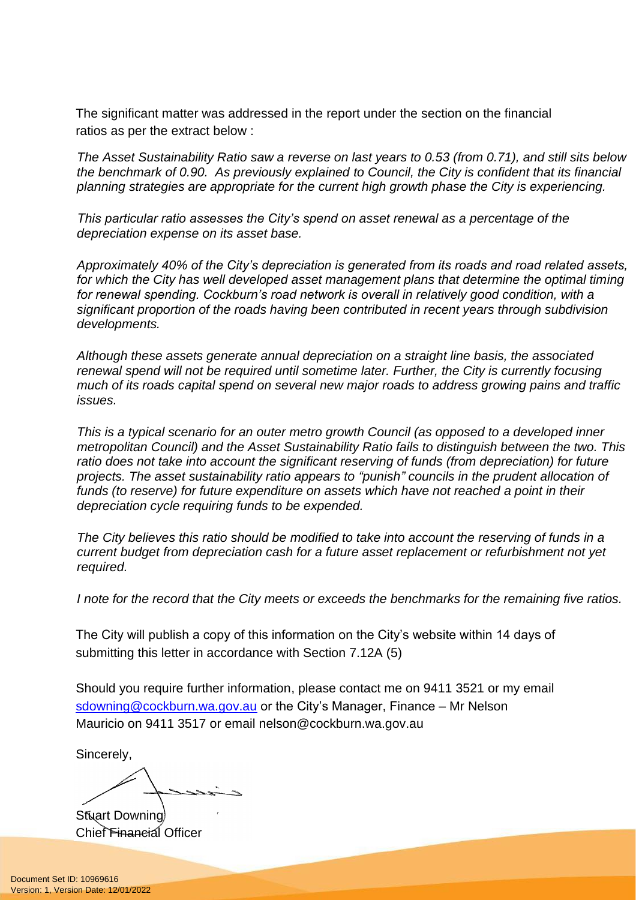The significant matter was addressed in the report under the section on the financial ratios as per the extract below :

*The Asset Sustainability Ratio saw a reverse on last years to 0.53 (from 0.71), and still sits below the benchmark of 0.90. As previously explained to Council, the City is confident that its financial planning strategies are appropriate for the current high growth phase the City is experiencing.*

*This particular ratio assesses the City's spend on asset renewal as a percentage of the depreciation expense on its asset base.*

*Approximately 40% of the City's depreciation is generated from its roads and road related assets, for which the City has well developed asset management plans that determine the optimal timing for renewal spending. Cockburn's road network is overall in relatively good condition, with a significant proportion of the roads having been contributed in recent years through subdivision developments.*

*Although these assets generate annual depreciation on a straight line basis, the associated renewal spend will not be required until sometime later. Further, the City is currently focusing much of its roads capital spend on several new major roads to address growing pains and traffic issues.*

*This is a typical scenario for an outer metro growth Council (as opposed to a developed inner metropolitan Council) and the Asset Sustainability Ratio fails to distinguish between the two. This ratio does not take into account the significant reserving of funds (from depreciation) for future projects. The asset sustainability ratio appears to "punish" councils in the prudent allocation of funds (to reserve) for future expenditure on assets which have not reached a point in their depreciation cycle requiring funds to be expended.*

*The City believes this ratio should be modified to take into account the reserving of funds in a current budget from depreciation cash for a future asset replacement or refurbishment not yet required.*

*I note for the record that the City meets or exceeds the benchmarks for the remaining five ratios.*

The City will publish a copy of this information on the City's website within 14 days of submitting this letter in accordance with Section 7.12A (5)

Should you require further information, please contact me on 9411 3521 or my email sdowning@cockburn.wa.gov.au or the City's Manager, Finance – Mr Nelson Mauricio on 9411 3517 or email nelson@cockburn.wa.gov.au

Sincerely,

Stuart Downing
Chief Financial Officer

Document Set ID: 10969616
Version: 1, Version Date: 12/01/2022